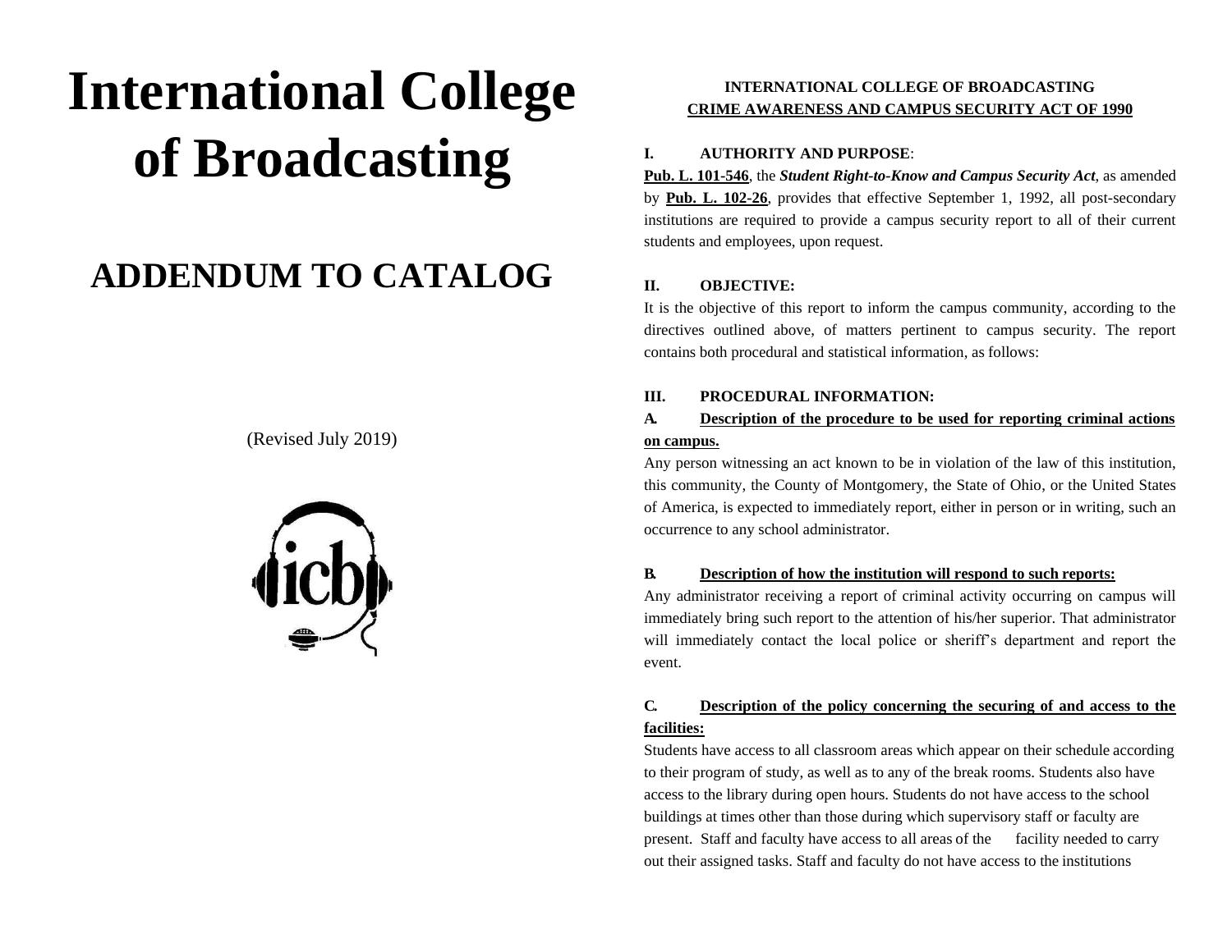# International College of Broadcasting

# ADDENDUM TO CATALOG

(Revised July 2019)

**INTERNATIONAL COLLEGE OF BROADCASTING**
**CRIME AWARENESS AND CAMPUS SECURITY ACT OF 1990**

**I. AUTHORITY AND PURPOSE**:

**Pub. L. 101-546**, the ***Student Right-to-Know and Campus Security Act***, as amended by **Pub. L. 102-26**, provides that effective September 1, 1992, all post-secondary institutions are required to provide a campus security report to all of their current students and employees, upon request.

**II. OBJECTIVE:**

It is the objective of this report to inform the campus community, according to the directives outlined above, of matters pertinent to campus security. The report contains both procedural and statistical information, as follows:

**III. PROCEDURAL INFORMATION:**

**A. Description of the procedure to be used for reporting criminal actions on campus.**

Any person witnessing an act known to be in violation of the law of this institution, this community, the County of Montgomery, the State of Ohio, or the United States of America, is expected to immediately report, either in person or in writing, such an occurrence to any school administrator.

**B. Description of how the institution will respond to such reports:**

Any administrator receiving a report of criminal activity occurring on campus will immediately bring such report to the attention of his/her superior. That administrator will immediately contact the local police or sheriff's department and report the event.

**C. Description of the policy concerning the securing of and access to the facilities:**

Students have access to all classroom areas which appear on their schedule according to their program of study, as well as to any of the break rooms. Students also have access to the library during open hours. Students do not have access to the school buildings at times other than those during which supervisory staff or faculty are present. Staff and faculty have access to all areas of the facility needed to carry out their assigned tasks. Staff and faculty do not have access to the institutions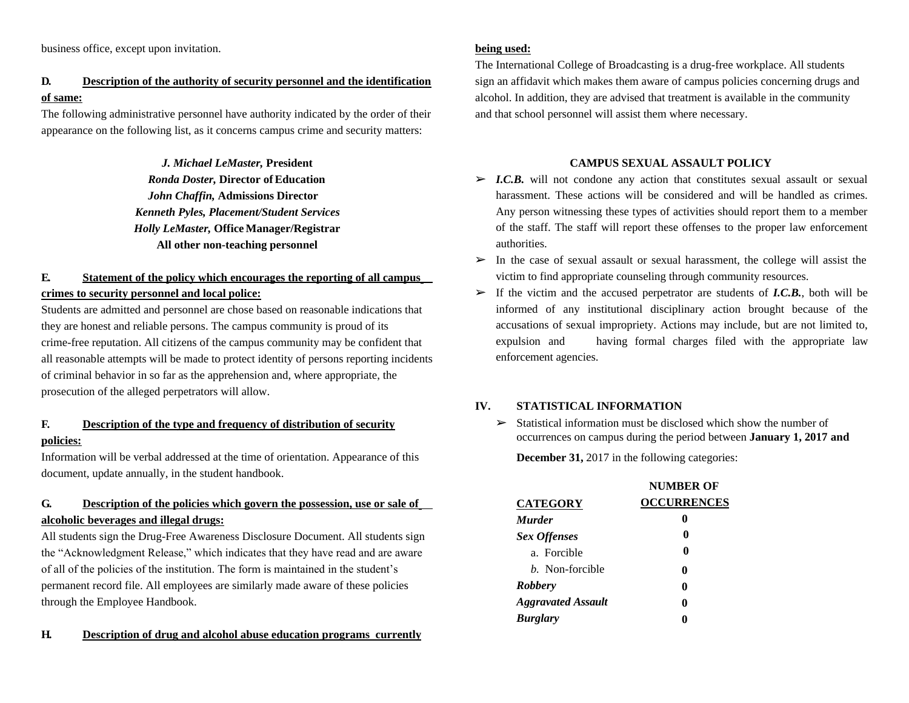business office, except upon invitation.

**D. Description of the authority of security personnel and the identification of same:**

The following administrative personnel have authority indicated by the order of their appearance on the following list, as it concerns campus crime and security matters:

***J. Michael LeMaster,* President**
***Ronda Doster,* Director of Education**
***John Chaffin,* Admissions Director**
***Kenneth Pyles, Placement/Student Services***
***Holly LeMaster,* Office Manager/Registrar**
**All other non-teaching personnel**

**E. Statement of the policy which encourages the reporting of all campus crimes to security personnel and local police:**

Students are admitted and personnel are chose based on reasonable indications that they are honest and reliable persons. The campus community is proud of its crime-free reputation. All citizens of the campus community may be confident that all reasonable attempts will be made to protect identity of persons reporting incidents of criminal behavior in so far as the apprehension and, where appropriate, the prosecution of the alleged perpetrators will allow.

**F. Description of the type and frequency of distribution of security policies:**

Information will be verbal addressed at the time of orientation. Appearance of this document, update annually, in the student handbook.

**G. Description of the policies which govern the possession, use or sale of alcoholic beverages and illegal drugs:**

All students sign the Drug-Free Awareness Disclosure Document. All students sign the "Acknowledgment Release," which indicates that they have read and are aware of all of the policies of the institution. The form is maintained in the student's permanent record file. All employees are similarly made aware of these policies through the Employee Handbook.

**H. Description of drug and alcohol abuse education programs currently being used:**

The International College of Broadcasting is a drug-free workplace. All students sign an affidavit which makes them aware of campus policies concerning drugs and alcohol. In addition, they are advised that treatment is available in the community and that school personnel will assist them where necessary.

**CAMPUS SEXUAL ASSAULT POLICY**

- ***I.C.B.*** will not condone any action that constitutes sexual assault or sexual harassment. These actions will be considered and will be handled as crimes. Any person witnessing these types of activities should report them to a member of the staff. The staff will report these offenses to the proper law enforcement authorities.
- In the case of sexual assault or sexual harassment, the college will assist the victim to find appropriate counseling through community resources.
- If the victim and the accused perpetrator are students of ***I.C.B.***, both will be informed of any institutional disciplinary action brought because of the accusations of sexual impropriety. Actions may include, but are not limited to, expulsion and having formal charges filed with the appropriate law enforcement agencies.

## IV. STATISTICAL INFORMATION

- Statistical information must be disclosed which show the number of occurrences on campus during the period between **January 1, 2017 and December 31,** 2017 in the following categories:

| **CATEGORY** | **NUMBER OF OCCURRENCES** |
|---|---|
| ***Murder*** | **0** |
| ***Sex Offenses*** | **0** |
| a. Forcible | **0** |
| *b.* Non-forcible | **0** |
| ***Robbery*** | **0** |
| ***Aggravated Assault*** | **0** |
| ***Burglary*** | **0** |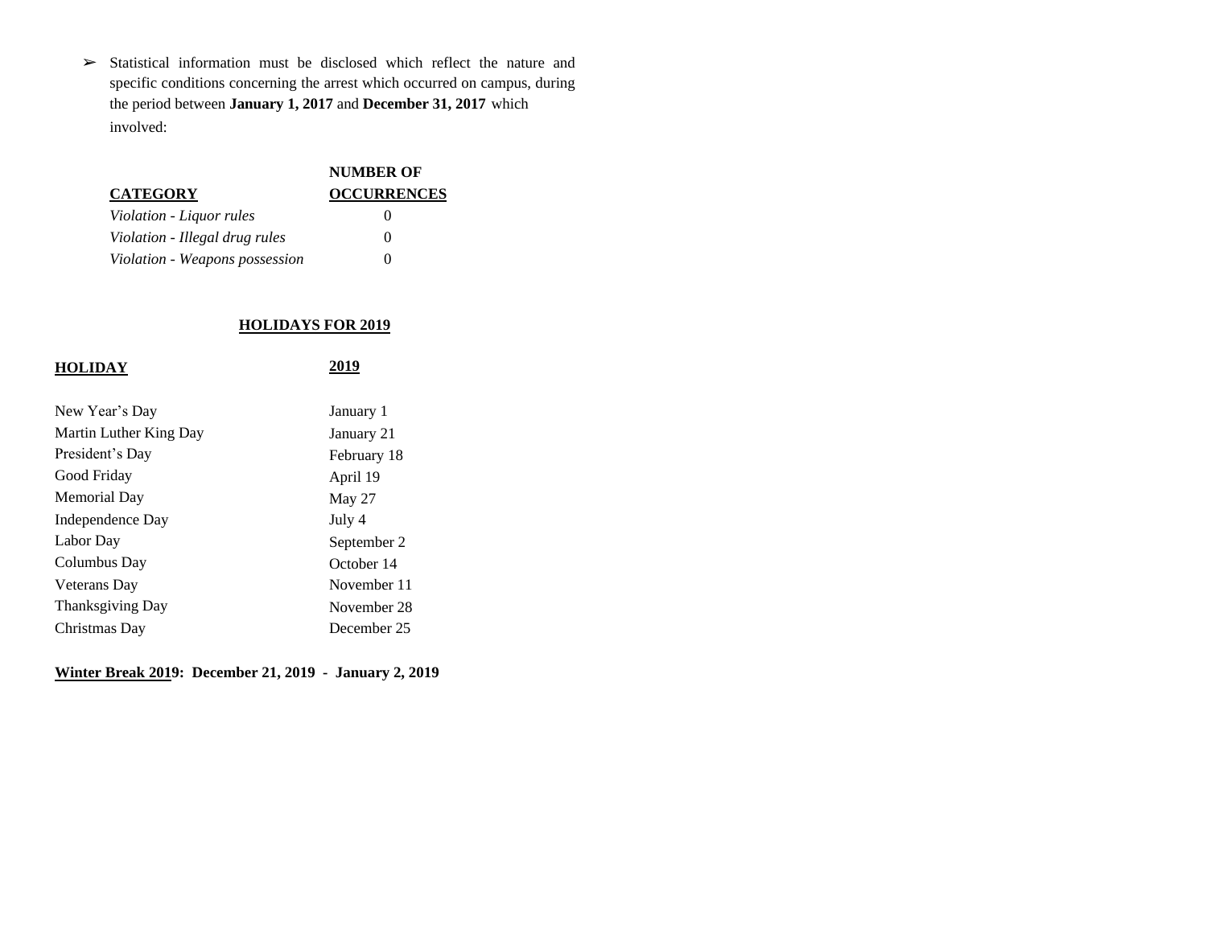- Statistical information must be disclosed which reflect the nature and specific conditions concerning the arrest which occurred on campus, during the period between **January 1, 2017** and **December 31, 2017** which involved:

| CATEGORY | NUMBER OF OCCURRENCES |
|---|---|
| *Violation - Liquor rules* | 0 |
| *Violation - Illegal drug rules* | 0 |
| *Violation - Weapons possession* | 0 |

## HOLIDAYS FOR 2019

| HOLIDAY | 2019 |
|---|---|
| New Year's Day | January 1 |
| Martin Luther King Day | January 21 |
| President's Day | February 18 |
| Good Friday | April 19 |
| Memorial Day | May 27 |
| Independence Day | July 4 |
| Labor Day | September 2 |
| Columbus Day | October 14 |
| Veterans Day | November 11 |
| Thanksgiving Day | November 28 |
| Christmas Day | December 25 |

**Winter Break 2019: December 21, 2019 - January 2, 2019**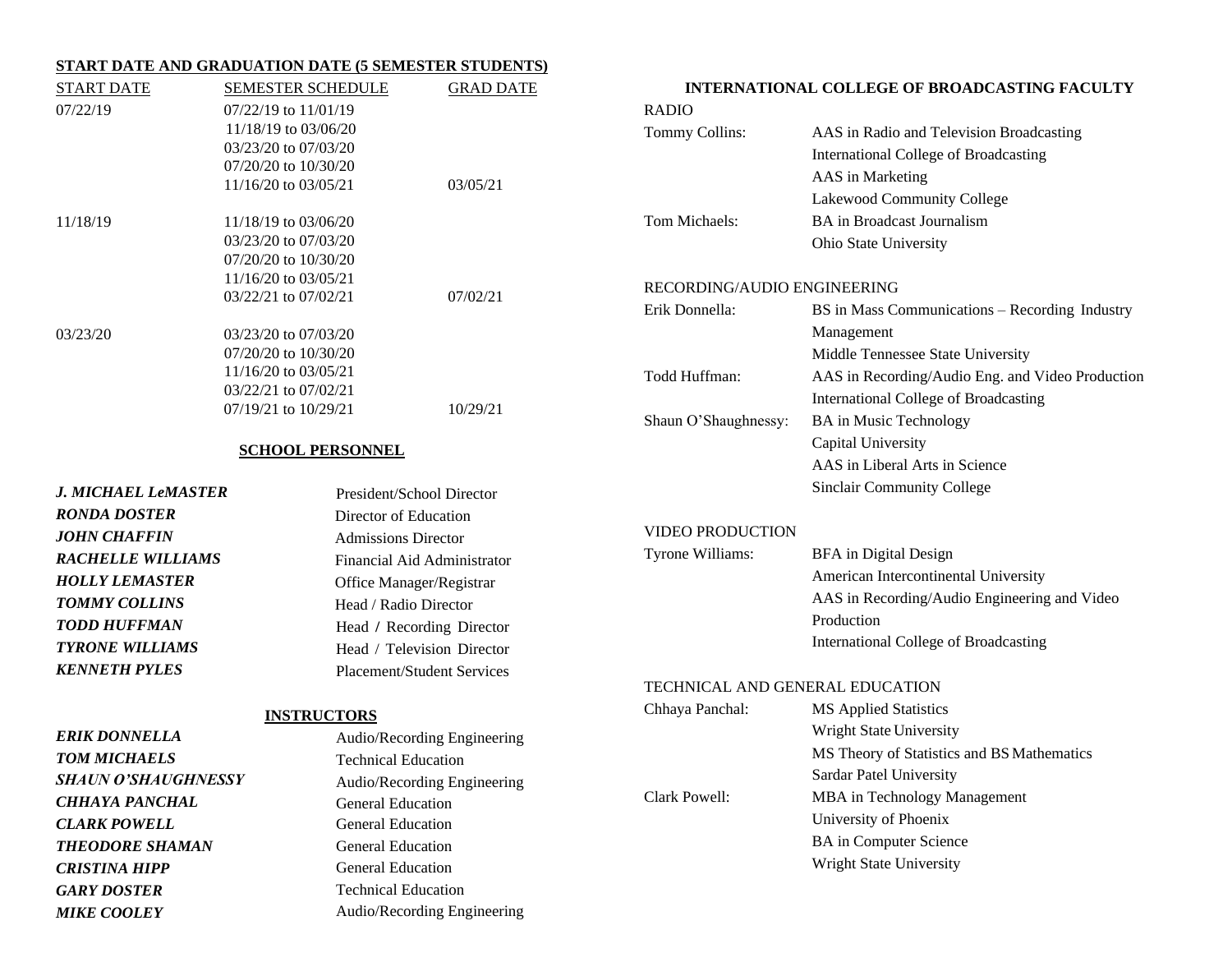## START DATE AND GRADUATION DATE (5 SEMESTER STUDENTS)

| START DATE | SEMESTER SCHEDULE | GRAD DATE |
|---|---|---|
| 07/22/19 | 07/22/19 to 11/01/19 | |
| | 11/18/19 to 03/06/20 | |
| | 03/23/20 to 07/03/20 | |
| | 07/20/20 to 10/30/20 | |
| | 11/16/20 to 03/05/21 | 03/05/21 |
| 11/18/19 | 11/18/19 to 03/06/20 | |
| | 03/23/20 to 07/03/20 | |
| | 07/20/20 to 10/30/20 | |
| | 11/16/20 to 03/05/21 | |
| | 03/22/21 to 07/02/21 | 07/02/21 |
| 03/23/20 | 03/23/20 to 07/03/20 | |
| | 07/20/20 to 10/30/20 | |
| | 11/16/20 to 03/05/21 | |
| | 03/22/21 to 07/02/21 | |
| | 07/19/21 to 10/29/21 | 10/29/21 |

## SCHOOL PERSONNEL

| | |
|---|---|
| ***J. MICHAEL LeMASTER*** | President/School Director |
| ***RONDA DOSTER*** | Director of Education |
| ***JOHN CHAFFIN*** | Admissions Director |
| ***RACHELLE WILLIAMS*** | Financial Aid Administrator |
| ***HOLLY LEMASTER*** | Office Manager/Registrar |
| ***TOMMY COLLINS*** | Head / Radio Director |
| ***TODD HUFFMAN*** | Head / Recording Director |
| ***TYRONE WILLIAMS*** | Head / Television Director |
| ***KENNETH PYLES*** | Placement/Student Services |

## INSTRUCTORS

| | |
|---|---|
| ***ERIK DONNELLA*** | Audio/Recording Engineering |
| ***TOM MICHAELS*** | Technical Education |
| ***SHAUN O'SHAUGHNESSY*** | Audio/Recording Engineering |
| ***CHHAYA PANCHAL*** | General Education |
| ***CLARK POWELL*** | General Education |
| ***THEODORE SHAMAN*** | General Education |
| ***CRISTINA HIPP*** | General Education |
| ***GARY DOSTER*** | Technical Education |
| ***MIKE COOLEY*** | Audio/Recording Engineering |

## INTERNATIONAL COLLEGE OF BROADCASTING FACULTY

RADIO

| | |
|---|---|
| Tommy Collins: | AAS in Radio and Television Broadcasting<br>International College of Broadcasting<br>AAS in Marketing<br>Lakewood Community College |
| Tom Michaels: | BA in Broadcast Journalism<br>Ohio State University |

RECORDING/AUDIO ENGINEERING

| | |
|---|---|
| Erik Donnella: | BS in Mass Communications – Recording Industry Management<br>Middle Tennessee State University |
| Todd Huffman: | AAS in Recording/Audio Eng. and Video Production<br>International College of Broadcasting |
| Shaun O'Shaughnessy: | BA in Music Technology<br>Capital University<br>AAS in Liberal Arts in Science<br>Sinclair Community College |

VIDEO PRODUCTION

| | |
|---|---|
| Tyrone Williams: | BFA in Digital Design<br>American Intercontinental University<br>AAS in Recording/Audio Engineering and Video Production<br>International College of Broadcasting |

TECHNICAL AND GENERAL EDUCATION

| | |
|---|---|
| Chhaya Panchal: | MS Applied Statistics<br>Wright State University<br>MS Theory of Statistics and BS Mathematics<br>Sardar Patel University |
| Clark Powell: | MBA in Technology Management<br>University of Phoenix<br>BA in Computer Science<br>Wright State University |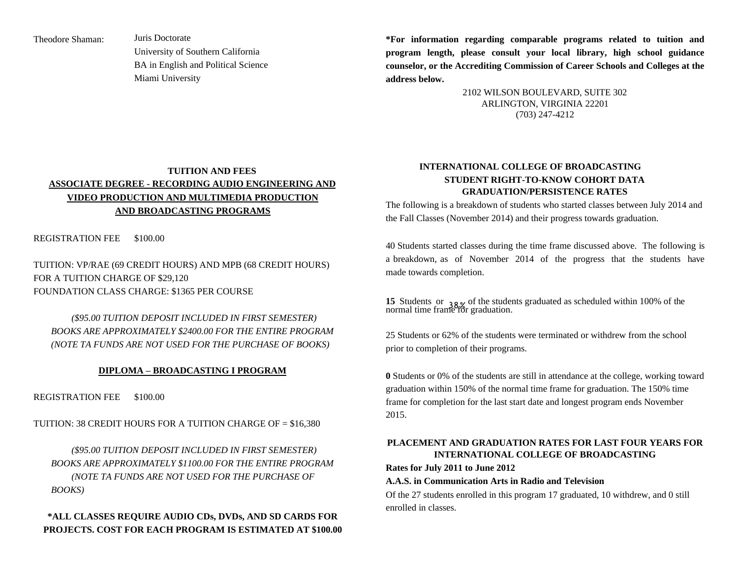Theodore Shaman: Juris Doctorate
University of Southern California
BA in English and Political Science
Miami University

### TUITION AND FEES

### ASSOCIATE DEGREE - RECORDING AUDIO ENGINEERING AND VIDEO PRODUCTION AND MULTIMEDIA PRODUCTION AND BROADCASTING PROGRAMS

REGISTRATION FEE $100.00

TUITION: VP/RAE (69 CREDIT HOURS) AND MPB (68 CREDIT HOURS) FOR A TUITION CHARGE OF $29,120
FOUNDATION CLASS CHARGE: $1365 PER COURSE

*($95.00 TUITION DEPOSIT INCLUDED IN FIRST SEMESTER)*
*BOOKS ARE APPROXIMATELY $2400.00 FOR THE ENTIRE PROGRAM*
*(NOTE TA FUNDS ARE NOT USED FOR THE PURCHASE OF BOOKS)*

### DIPLOMA – BROADCASTING I PROGRAM

REGISTRATION FEE $100.00

TUITION: 38 CREDIT HOURS FOR A TUITION CHARGE OF = $16,380

*($95.00 TUITION DEPOSIT INCLUDED IN FIRST SEMESTER)*
*BOOKS ARE APPROXIMATELY $1100.00 FOR THE ENTIRE PROGRAM*
*(NOTE TA FUNDS ARE NOT USED FOR THE PURCHASE OF BOOKS)*

**\*ALL CLASSES REQUIRE AUDIO CDs, DVDs, AND SD CARDS FOR PROJECTS. COST FOR EACH PROGRAM IS ESTIMATED AT $100.00**

**\*For information regarding comparable programs related to tuition and program length, please consult your local library, high school guidance counselor, or the Accrediting Commission of Career Schools and Colleges at the address below.**

2102 WILSON BOULEVARD, SUITE 302
ARLINGTON, VIRGINIA 22201
(703) 247-4212

### INTERNATIONAL COLLEGE OF BROADCASTING
### STUDENT RIGHT-TO-KNOW COHORT DATA
### GRADUATION/PERSISTENCE RATES

The following is a breakdown of students who started classes between July 2014 and the Fall Classes (November 2014) and their progress towards graduation.

40 Students started classes during the time frame discussed above. The following is a breakdown, as of November 2014 of the progress that the students have made towards completion.

**15** Students or 38% of the students graduated as scheduled within 100% of the normal time frame for graduation.

25 Students or 62% of the students were terminated or withdrew from the school prior to completion of their programs.

**0** Students or 0% of the students are still in attendance at the college, working toward graduation within 150% of the normal time frame for graduation. The 150% time frame for completion for the last start date and longest program ends November 2015.

### PLACEMENT AND GRADUATION RATES FOR LAST FOUR YEARS FOR INTERNATIONAL COLLEGE OF BROADCASTING

**Rates for July 2011 to June 2012**

**A.A.S. in Communication Arts in Radio and Television**

Of the 27 students enrolled in this program 17 graduated, 10 withdrew, and 0 still enrolled in classes.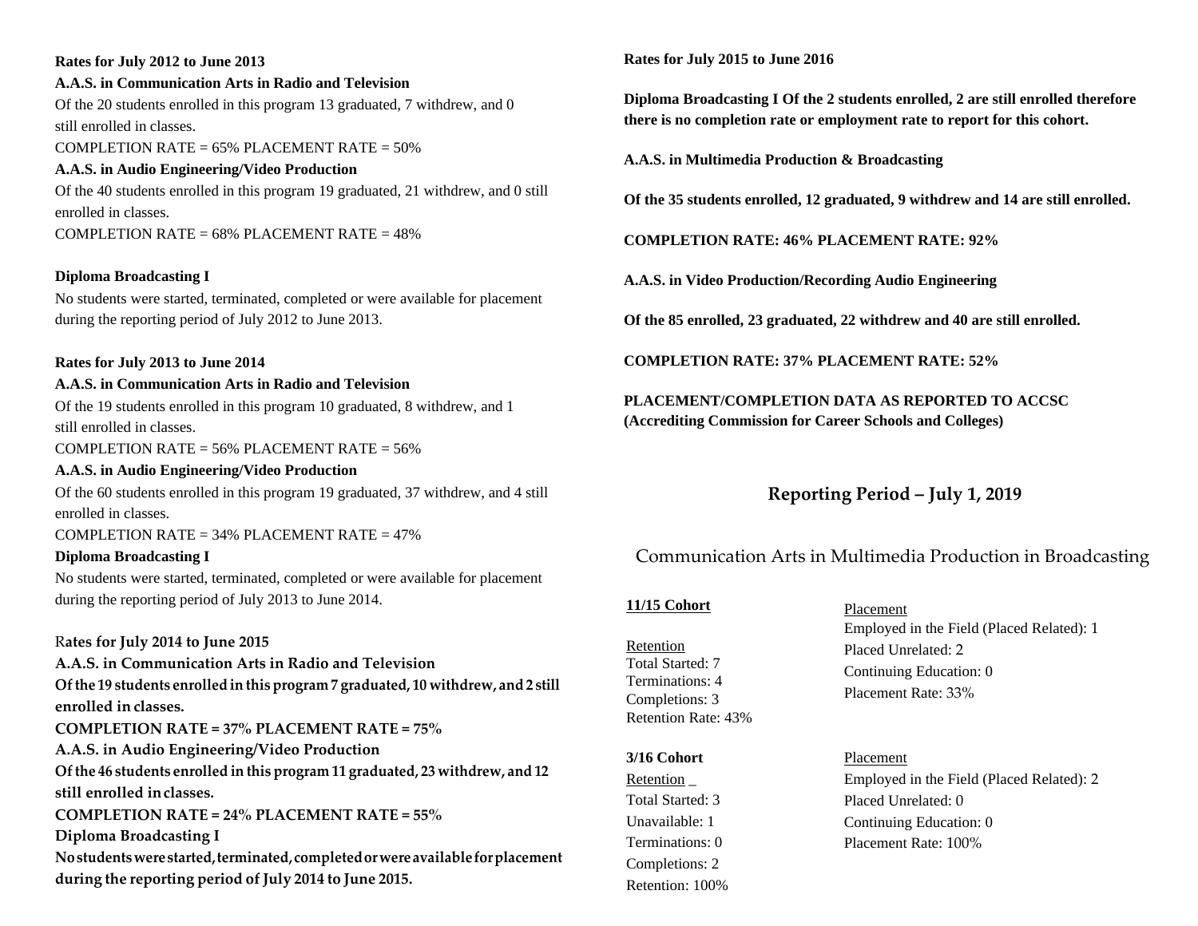**Rates for July 2012 to June 2013**

**A.A.S. in Communication Arts in Radio and Television**

Of the 20 students enrolled in this program 13 graduated, 7 withdrew, and 0 still enrolled in classes.

COMPLETION RATE = 65% PLACEMENT RATE = 50%

**A.A.S. in Audio Engineering/Video Production**

Of the 40 students enrolled in this program 19 graduated, 21 withdrew, and 0 still enrolled in classes.

COMPLETION RATE = 68% PLACEMENT RATE = 48%

**Diploma Broadcasting I**

No students were started, terminated, completed or were available for placement during the reporting period of July 2012 to June 2013.

**Rates for July 2013 to June 2014**

**A.A.S. in Communication Arts in Radio and Television**

Of the 19 students enrolled in this program 10 graduated, 8 withdrew, and 1 still enrolled in classes.

COMPLETION RATE = 56% PLACEMENT RATE = 56%

**A.A.S. in Audio Engineering/Video Production**

Of the 60 students enrolled in this program 19 graduated, 37 withdrew, and 4 still enrolled in classes.

COMPLETION RATE = 34% PLACEMENT RATE = 47%

**Diploma Broadcasting I**

No students were started, terminated, completed or were available for placement during the reporting period of July 2013 to June 2014.

**Rates for July 2014 to June 2015**

**A.A.S. in Communication Arts in Radio and Television**

**Of the 19 students enrolled in this program 7 graduated, 10 withdrew, and 2 still enrolled in classes.**

**COMPLETION RATE = 37% PLACEMENT RATE = 75%**

**A.A.S. in Audio Engineering/Video Production**

**Of the 46 students enrolled in this program 11 graduated, 23 withdrew, and 12 still enrolled in classes.**

**COMPLETION RATE = 24% PLACEMENT RATE = 55%**

**Diploma Broadcasting I**

**No students were started, terminated, completed or were available for placement during the reporting period of July 2014 to June 2015.**

**Rates for July 2015 to June 2016**

**Diploma Broadcasting I Of the 2 students enrolled, 2 are still enrolled therefore there is no completion rate or employment rate to report for this cohort.**

**A.A.S. in Multimedia Production & Broadcasting**

**Of the 35 students enrolled, 12 graduated, 9 withdrew and 14 are still enrolled.**

**COMPLETION RATE: 46% PLACEMENT RATE: 92%**

**A.A.S. in Video Production/Recording Audio Engineering**

**Of the 85 enrolled, 23 graduated, 22 withdrew and 40 are still enrolled.**

**COMPLETION RATE: 37% PLACEMENT RATE: 52%**

**PLACEMENT/COMPLETION DATA AS REPORTED TO ACCSC (Accrediting Commission for Career Schools and Colleges)**

## Reporting Period – July 1, 2019

### Communication Arts in Multimedia Production in Broadcasting

**11/15 Cohort**

Retention
Total Started: 7
Terminations: 4
Completions: 3
Retention Rate: 43%

Placement
Employed in the Field (Placed Related): 1
Placed Unrelated: 2
Continuing Education: 0
Placement Rate: 33%

**3/16 Cohort**

Retention _
Total Started: 3
Unavailable: 1
Terminations: 0
Completions: 2
Retention: 100%

Placement
Employed in the Field (Placed Related): 2
Placed Unrelated: 0
Continuing Education: 0
Placement Rate: 100%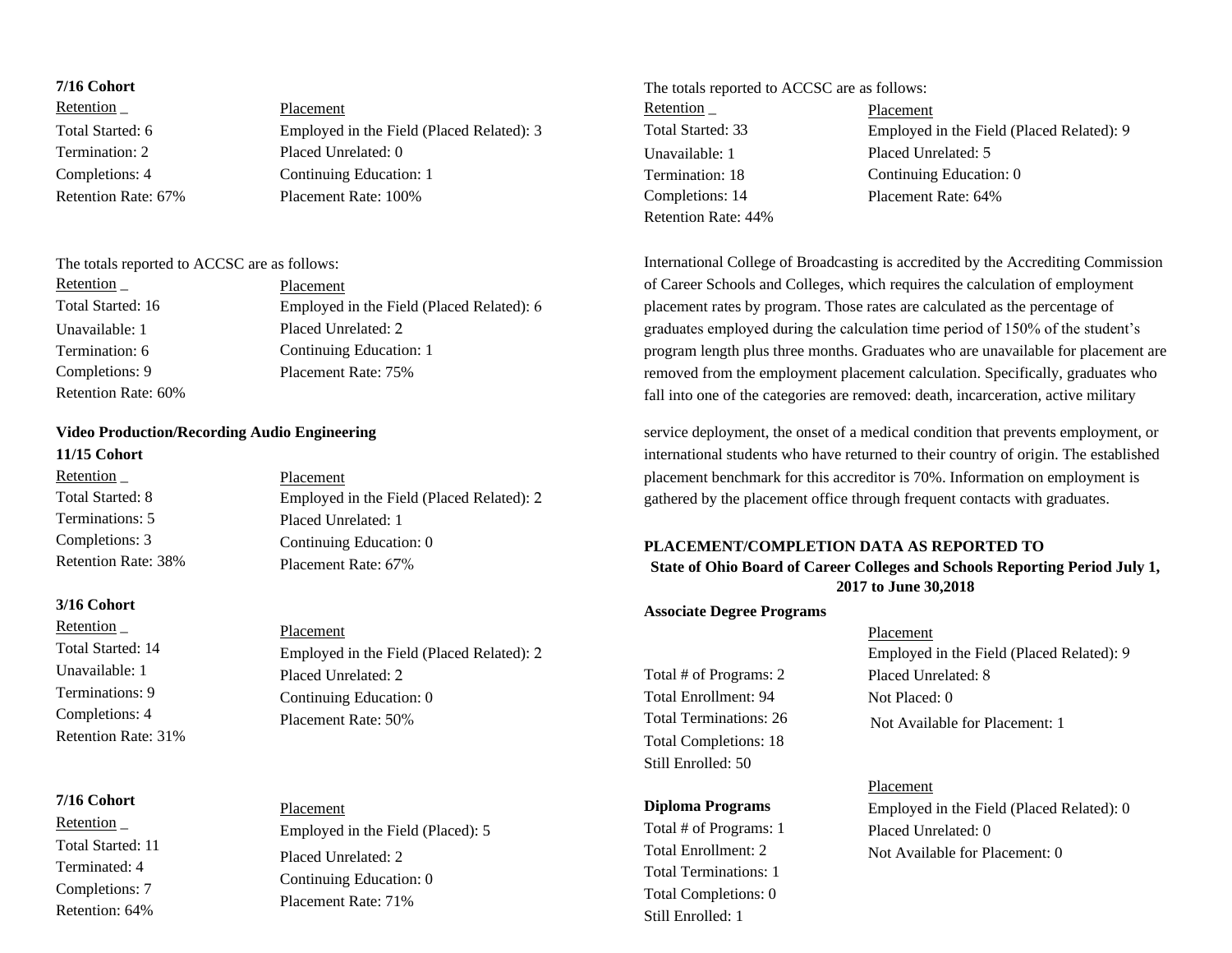**7/16 Cohort**

| Retention _ | Placement |
|---|---|
| Total Started: 6 | Employed in the Field (Placed Related): 3 |
| Termination: 2 | Placed Unrelated: 0 |
| Completions: 4 | Continuing Education: 1 |
| Retention Rate: 67% | Placement Rate: 100% |

The totals reported to ACCSC are as follows:

| Retention _ | Placement |
|---|---|
| Total Started: 16 | Employed in the Field (Placed Related): 6 |
| Unavailable: 1 | Placed Unrelated: 2 |
| Termination: 6 | Continuing Education: 1 |
| Completions: 9 | Placement Rate: 75% |
| Retention Rate: 60% | |

**Video Production/Recording Audio Engineering**

**11/15 Cohort**

| Retention _ | Placement |
|---|---|
| Total Started: 8 | Employed in the Field (Placed Related): 2 |
| Terminations: 5 | Placed Unrelated: 1 |
| Completions: 3 | Continuing Education: 0 |
| Retention Rate: 38% | Placement Rate: 67% |

**3/16 Cohort**

| Retention _ | Placement |
|---|---|
| Total Started: 14 | Employed in the Field (Placed Related): 2 |
| Unavailable: 1 | Placed Unrelated: 2 |
| Terminations: 9 | Continuing Education: 0 |
| Completions: 4 | Placement Rate: 50% |
| Retention Rate: 31% | |

**7/16 Cohort**

| Retention _ | Placement |
|---|---|
| Total Started: 11 | Employed in the Field (Placed): 5 |
| Terminated: 4 | Placed Unrelated: 2 |
| Completions: 7 | Continuing Education: 0 |
| Retention: 64% | Placement Rate: 71% |

The totals reported to ACCSC are as follows:

| Retention _ | Placement |
|---|---|
| Total Started: 33 | Employed in the Field (Placed Related): 9 |
| Unavailable: 1 | Placed Unrelated: 5 |
| Termination: 18 | Continuing Education: 0 |
| Completions: 14 | Placement Rate: 64% |
| Retention Rate: 44% | |

International College of Broadcasting is accredited by the Accrediting Commission of Career Schools and Colleges, which requires the calculation of employment placement rates by program. Those rates are calculated as the percentage of graduates employed during the calculation time period of 150% of the student's program length plus three months. Graduates who are unavailable for placement are removed from the employment placement calculation. Specifically, graduates who fall into one of the categories are removed: death, incarceration, active military service deployment, the onset of a medical condition that prevents employment, or international students who have returned to their country of origin. The established placement benchmark for this accreditor is 70%. Information on employment is gathered by the placement office through frequent contacts with graduates.

**PLACEMENT/COMPLETION DATA AS REPORTED TO**

**State of Ohio Board of Career Colleges and Schools Reporting Period July 1, 2017 to June 30,2018**

**Associate Degree Programs**

| | Placement |
|---|---|
| Total # of Programs: 2 | Employed in the Field (Placed Related): 9 |
| Total Enrollment: 94 | Placed Unrelated: 8 |
| Total Terminations: 26 | Not Placed: 0 |
| Total Completions: 18 | Not Available for Placement: 1 |
| Still Enrolled: 50 | |

**Diploma Programs**

| | Placement |
|---|---|
| Total # of Programs: 1 | Employed in the Field (Placed Related): 0 |
| Total Enrollment: 2 | Placed Unrelated: 0 |
| Total Terminations: 1 | Not Available for Placement: 0 |
| Total Completions: 0 | |
| Still Enrolled: 1 | |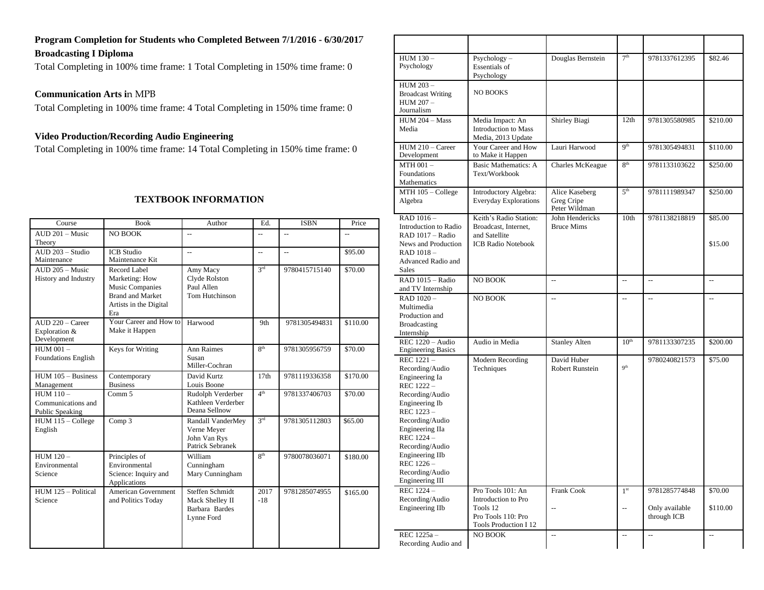**Program Completion for Students who Completed Between 7/1/2016 - 6/30/2017**

**Broadcasting I Diploma**

Total Completing in 100% time frame: 1 Total Completing in 150% time frame: 0

**Communication Arts in** MPB

Total Completing in 100% time frame: 4 Total Completing in 150% time frame: 0

**Video Production/Recording Audio Engineering**

Total Completing in 100% time frame: 14 Total Completing in 150% time frame: 0

## TEXTBOOK INFORMATION

| Course | Book | Author | Ed. | ISBN | Price |
|---|---|---|---|---|---|
| AUD 201 – Music Theory | NO BOOK | -- | -- | -- | -- |
| AUD 203 – Studio Maintenance | ICB Studio Maintenance Kit | -- | -- | -- | $95.00 |
| AUD 205 – Music History and Industry | Record Label Marketing: How Music Companies Brand and Market Artists in the Digital Era | Amy Macy Clyde Rolston Paul Allen Tom Hutchinson | 3rd | 9780415715140 | $70.00 |
| AUD 220 – Career Exploration & Development | Your Career and How to Make it Happen | Harwood | 9th | 9781305494831 | $110.00 |
| HUM 001 – Foundations English | Keys for Writing | Ann Raimes Susan Miller-Cochran | 8th | 9781305956759 | $70.00 |
| HUM 105 – Business Management | Contemporary Business | David Kurtz Louis Boone | 17th | 9781119336358 | $170.00 |
| HUM 110 – Communications and Public Speaking | Comm 5 | Rudolph Verderber Kathleen Verderber Deana Sellnow | 4th | 9781337406703 | $70.00 |
| HUM 115 – College English | Comp 3 | Randall VanderMey Verne Meyer John Van Rys Patrick Sebranek | 3rd | 9781305112803 | $65.00 |
| HUM 120 – Environmental Science | Principles of Environmental Science: Inquiry and Applications | William Cunningham Mary Cunningham | 8th | 9780078036071 | $180.00 |
| HUM 125 – Political Science | American Government and Politics Today | Steffen Schmidt Mack Shelley II Barbara Bardes Lynne Ford | 2017-18 | 9781285074955 | $165.00 |
| HUM 130 – Psychology | Psychology – Essentials of Psychology | Douglas Bernstein | 7th | 9781337612395 | $82.46 |
| HUM 203 – Broadcast Writing HUM 207 – Journalism | NO BOOKS | | | | |
| HUM 204 – Mass Media | Media Impact: An Introduction to Mass Media, 2013 Update | Shirley Biagi | 12th | 9781305580985 | $210.00 |
| HUM 210 – Career Development | Your Career and How to Make it Happen | Lauri Harwood | 9th | 9781305494831 | $110.00 |
| MTH 001 – Foundations Mathematics | Basic Mathematics: A Text/Workbook | Charles McKeague | 8th | 9781133103622 | $250.00 |
| MTH 105 – College Algebra | Introductory Algebra: Everyday Explorations | Alice Kaseberg Greg Cripe Peter Wildman | 5th | 9781111989347 | $250.00 |
| RAD 1016 – Introduction to Radio RAD 1017 – Radio News and Production RAD 1018 – Advanced Radio and Sales | Keith's Radio Station: Broadcast, Internet, and Satellite ICB Radio Notebook | John Hendericks Bruce Mims | 10th | 9781138218819 | $85.00 $15.00 |
| RAD 1015 – Radio and TV Internship | NO BOOK | -- | -- | -- | -- |
| RAD 1020 – Multimedia Production and Broadcasting Internship | NO BOOK | -- | -- | -- | -- |
| REC 1220 – Audio Engineering Basics | Audio in Media | Stanley Alten | 10th | 9781133307235 | $200.00 |
| REC 1221 – Recording/Audio Engineering Ia REC 1222 – Recording/Audio Engineering Ib REC 1223 – Recording/Audio Engineering IIa REC 1224 – Recording/Audio Engineering IIb REC 1226 – Recording/Audio Engineering III | Modern Recording Techniques | David Huber Robert Runstein | 9th | 9780240821573 | $75.00 |
| REC 1224 – Recording/Audio Engineering IIb | Pro Tools 101: An Introduction to Pro Tools 12 Pro Tools 110: Pro Tools Production I 12 | Frank Cook -- | 1st -- | 9781285774848 Only available through ICB | $70.00 $110.00 |
| REC 1225a – Recording Audio and | NO BOOK | -- | -- | -- | -- |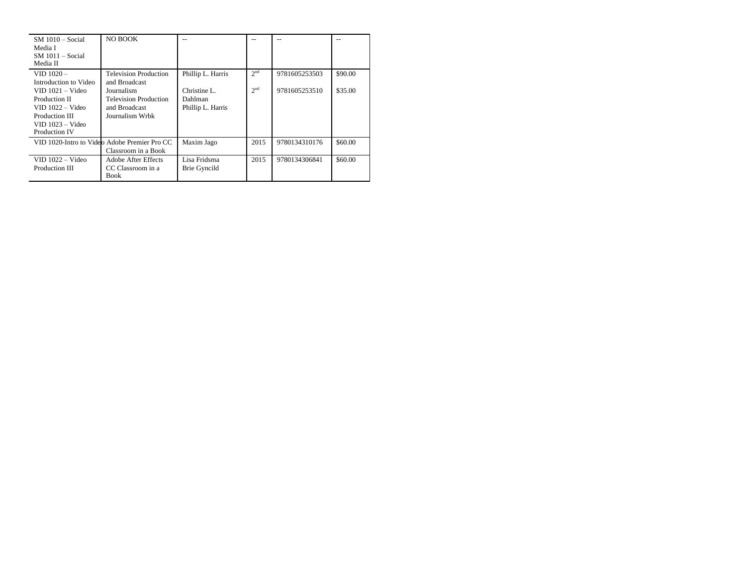| | | | | | |
|---|---|---|---|---|---|
| SM 1010 – Social Media I<br>SM 1011 – Social Media II | NO BOOK | -- | -- | -- | -- |
| VID 1020 – Introduction to Video<br>VID 1021 – Video Production II<br>VID 1022 – Video Production III<br>VID 1023 – Video Production IV | Television Production and Broadcast Journalism<br>Television Production and Broadcast Journalism Wrbk | Phillip L. Harris<br>Christine L. Dahlman<br>Phillip L. Harris | 2nd<br>2nd | 9781605253503<br>9781605253510 | $90.00<br>$35.00 |
| VID 1020-Intro to Video | Adobe Premier Pro CC Classroom in a Book | Maxim Jago | 2015 | 9780134310176 | $60.00 |
| VID 1022 – Video Production III | Adobe After Effects CC Classroom in a Book | Lisa Fridsma<br>Brie Gyncild | 2015 | 9780134306841 | $60.00 |